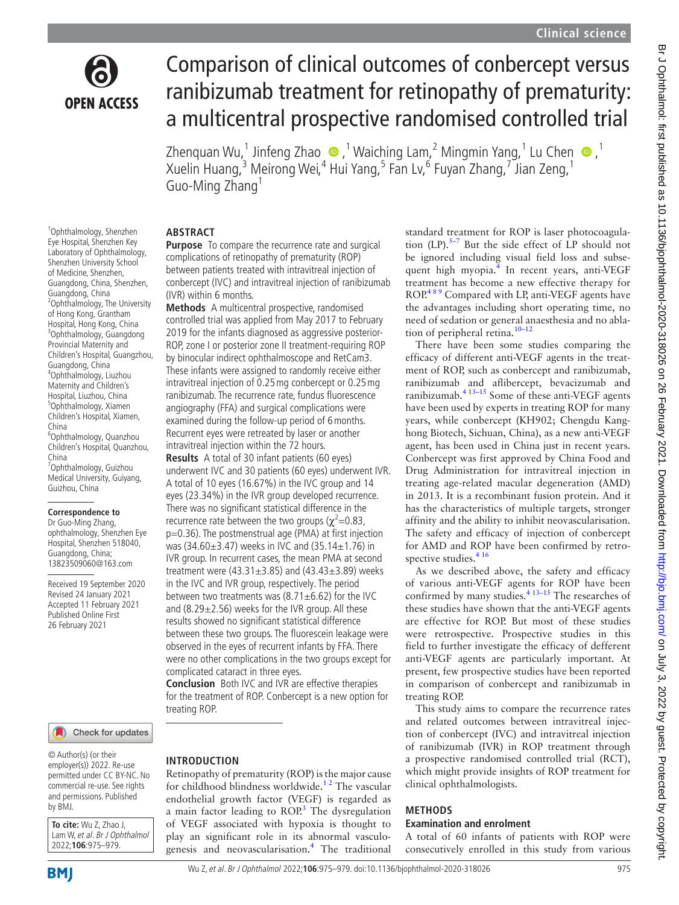# Comparison of clinical outcomes of conbercept versus ranibizumab treatment for retinopathy of prematurity: a multicentral prospective randomised controlled trial

Zhenquan Wu,[1] Jinfeng Zhao,[1] Waiching Lam,[2] Mingmin Yang,[1] Lu Chen,[1] Xuelin Huang,[3] Meirong Wei,[4] Hui Yang,[5] Fan Lv,[6] Fuyan Zhang,[7] Jian Zeng,[1] Guo-Ming Zhang[1]

[1]Ophthalmology, Shenzhen Eye Hospital, Shenzhen Key Laboratory of Ophthalmology, Shenzhen University School of Medicine, Shenzhen, Guangdong, China, Shenzhen, Guangdong, China
[2]Ophthalmology, The University of Hong Kong, Grantham Hospital, Hong Kong, China
[3]Ophthalmology, Guangdong Provincial Maternity and Children's Hospital, Guangzhou, Guangdong, China
[4]Ophthalmology, Liuzhou Maternity and Children's Hospital, Liuzhou, China
[5]Ophthalmology, Xiamen Children's Hospital, Xiamen, China
[6]Ophthalmology, Quanzhou Children's Hospital, Quanzhou, China
[7]Ophthalmology, Guizhou Medical University, Guiyang, Guizhou, China

**Correspondence to**
Dr Guo-Ming Zhang, ophthalmology, Shenzhen Eye Hospital, Shenzhen 518040, Guangdong, China; 13823509060@163.com

Received 19 September 2020
Revised 24 January 2021
Accepted 11 February 2021
Published Online First 26 February 2021

© Author(s) (or their employer(s)) 2022. Re-use permitted under CC BY-NC. No commercial re-use. See rights and permissions. Published by BMJ.

**To cite:** Wu Z, Zhao J, Lam W, *et al. Br J Ophthalmol* 2022;**106**:975–979.

## ABSTRACT

**Purpose** To compare the recurrence rate and surgical complications of retinopathy of prematurity (ROP) between patients treated with intravitreal injection of conbercept (IVC) and intravitreal injection of ranibizumab (IVR) within 6 months.

**Methods** A multicentral prospective, randomised controlled trial was applied from May 2017 to February 2019 for the infants diagnosed as aggressive posterior-ROP, zone I or posterior zone II treatment-requiring ROP by binocular indirect ophthalmoscope and RetCam3. These infants were assigned to randomly receive either intravitreal injection of 0.25 mg conbercept or 0.25 mg ranibizumab. The recurrence rate, fundus fluorescence angiography (FFA) and surgical complications were examined during the follow-up period of 6 months. Recurrent eyes were retreated by laser or another intravitreal injection within the 72 hours.

**Results** A total of 30 infant patients (60 eyes) underwent IVC and 30 patients (60 eyes) underwent IVR. A total of 10 eyes (16.67%) in the IVC group and 14 eyes (23.34%) in the IVR group developed recurrence. There was no significant statistical difference in the recurrence rate between the two groups ($\chi^2$=0.83, p=0.36). The postmenstrual age (PMA) at first injection was (34.60±3.47) weeks in IVC and (35.14±1.76) in IVR group. In recurrent cases, the mean PMA at second treatment were (43.31±3.85) and (43.43±3.89) weeks in the IVC and IVR group, respectively. The period between two treatments was (8.71±6.62) for the IVC and (8.29±2.56) weeks for the IVR group. All these results showed no significant statistical difference between these two groups. The fluorescein leakage were observed in the eyes of recurrent infants by FFA. There were no other complications in the two groups except for complicated cataract in three eyes.

**Conclusion** Both IVC and IVR are effective therapies for the treatment of ROP. Conbercept is a new option for treating ROP.

## INTRODUCTION

Retinopathy of prematurity (ROP) is the major cause for childhood blindness worldwide.[1 2] The vascular endothelial growth factor (VEGF) is regarded as a main factor leading to ROP.[3] The dysregulation of VEGF associated with hypoxia is thought to play an significant role in its abnormal vasculogenesis and neovascularisation.[4] The traditional standard treatment for ROP is laser photocoagulation (LP).[5–7] But the side effect of LP should not be ignored including visual field loss and subsequent high myopia.[4] In recent years, anti-VEGF treatment has become a new effective therapy for ROP.[4 8 9] Compared with LP, anti-VEGF agents have the advantages including short operating time, no need of sedation or general anaesthesia and no ablation of peripheral retina.[10–12]

There have been some studies comparing the efficacy of different anti-VEGF agents in the treatment of ROP, such as conbercept and ranibizumab, ranibizumab and aflibercept, bevacizumab and ranibizumab.[4 13–15] Some of these anti-VEGF agents have been used by experts in treating ROP for many years, while conbercept (KH902; Chengdu Kanghong Biotech, Sichuan, China), as a new anti-VEGF agent, has been used in China just in recent years. Conbercept was first approved by China Food and Drug Administration for intravitreal injection in treating age-related macular degeneration (AMD) in 2013. It is a recombinant fusion protein. And it has the characteristics of multiple targets, stronger affinity and the ability to inhibit neovascularisation. The safety and efficacy of injection of conbercept for AMD and ROP have been confirmed by retrospective studies.[4 16]

As we described above, the safety and efficacy of various anti-VEGF agents for ROP have been confirmed by many studies.[4 13–15] The researches of these studies have shown that the anti-VEGF agents are effective for ROP. But most of these studies were retrospective. Prospective studies in this field to further investigate the efficacy of defferent anti-VEGF agents are particularly important. At present, few prospective studies have been reported in comparison of conbercept and ranibizumab in treating ROP.

This study aims to compare the recurrence rates and related outcomes between intravitreal injection of conbercept (IVC) and intravitreal injection of ranibizumab (IVR) in ROP treatment through a prospective randomised controlled trial (RCT), which might provide insights of ROP treatment for clinical ophthalmologists.

## METHODS

### Examination and enrolment

A total of 60 infants of patients with ROP were consecutively enrolled in this study from various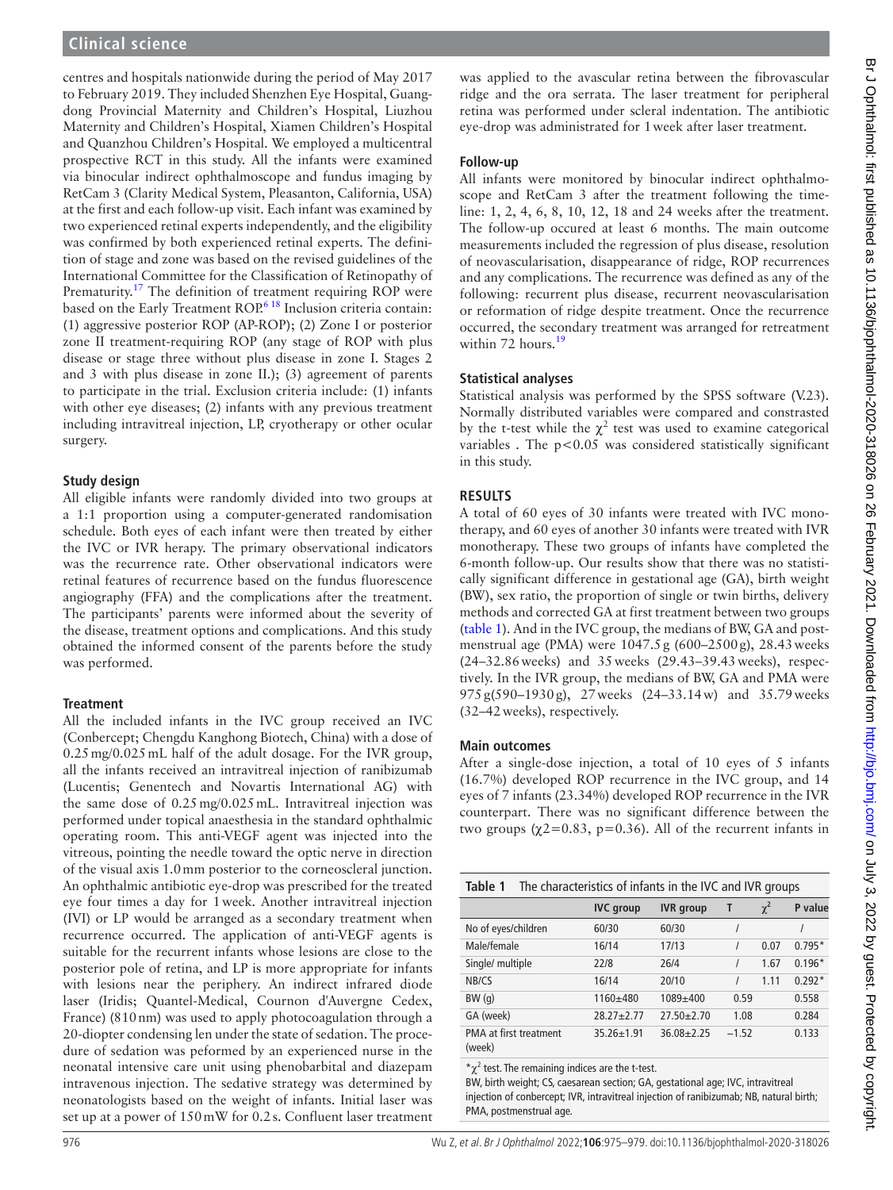centres and hospitals nationwide during the period of May 2017 to February 2019. They included Shenzhen Eye Hospital, Guangdong Provincial Maternity and Children's Hospital, Liuzhou Maternity and Children's Hospital, Xiamen Children's Hospital and Quanzhou Children's Hospital. We employed a multicentral prospective RCT in this study. All the infants were examined via binocular indirect ophthalmoscope and fundus imaging by RetCam 3 (Clarity Medical System, Pleasanton, California, USA) at the first and each follow-up visit. Each infant was examined by two experienced retinal experts independently, and the eligibility was confirmed by both experienced retinal experts. The definition of stage and zone was based on the revised guidelines of the International Committee for the Classification of Retinopathy of Prematurity.[17] The definition of treatment requiring ROP were based on the Early Treatment ROP.[6 18] Inclusion criteria contain: (1) aggressive posterior ROP (AP-ROP); (2) Zone I or posterior zone II treatment-requiring ROP (any stage of ROP with plus disease or stage three without plus disease in zone I. Stages 2 and 3 with plus disease in zone II.); (3) agreement of parents to participate in the trial. Exclusion criteria include: (1) infants with other eye diseases; (2) infants with any previous treatment including intravitreal injection, LP, cryotherapy or other ocular surgery.

### Study design

All eligible infants were randomly divided into two groups at a 1:1 proportion using a computer-generated randomisation schedule. Both eyes of each infant were then treated by either the IVC or IVR herapy. The primary observational indicators was the recurrence rate. Other observational indicators were retinal features of recurrence based on the fundus fluorescence angiography (FFA) and the complications after the treatment. The participants' parents were informed about the severity of the disease, treatment options and complications. And this study obtained the informed consent of the parents before the study was performed.

### Treatment

All the included infants in the IVC group received an IVC (Conbercept; Chengdu Kanghong Biotech, China) with a dose of 0.25 mg/0.025 mL half of the adult dosage. For the IVR group, all the infants received an intravitreal injection of ranibizumab (Lucentis; Genentech and Novartis International AG) with the same dose of 0.25 mg/0.025 mL. Intravitreal injection was performed under topical anaesthesia in the standard ophthalmic operating room. This anti-VEGF agent was injected into the vitreous, pointing the needle toward the optic nerve in direction of the visual axis 1.0 mm posterior to the corneoscleral junction. An ophthalmic antibiotic eye-drop was prescribed for the treated eye four times a day for 1 week. Another intravitreal injection (IVI) or LP would be arranged as a secondary treatment when recurrence occurred. The application of anti-VEGF agents is suitable for the recurrent infants whose lesions are close to the posterior pole of retina, and LP is more appropriate for infants with lesions near the periphery. An indirect infrared diode laser (Iridis; Quantel-Medical, Cournon d'Auvergne Cedex, France) (810 nm) was used to apply photocoagulation through a 20-diopter condensing len under the state of sedation. The procedure of sedation was peformed by an experienced nurse in the neonatal intensive care unit using phenobarbital and diazepam intravenous injection. The sedative strategy was determined by neonatologists based on the weight of infants. Initial laser was set up at a power of 150 mW for 0.2 s. Confluent laser treatment was applied to the avascular retina between the fibrovascular ridge and the ora serrata. The laser treatment for peripheral retina was performed under scleral indentation. The antibiotic eye-drop was administrated for 1 week after laser treatment.

### Follow-up

All infants were monitored by binocular indirect ophthalmoscope and RetCam 3 after the treatment following the timeline: 1, 2, 4, 6, 8, 10, 12, 18 and 24 weeks after the treatment. The follow-up occured at least 6 months. The main outcome measurements included the regression of plus disease, resolution of neovascularisation, disappearance of ridge, ROP recurrences and any complications. The recurrence was defined as any of the following: recurrent plus disease, recurrent neovascularisation or reformation of ridge despite treatment. Once the recurrence occurred, the secondary treatment was arranged for retreatment within 72 hours.[19]

### Statistical analyses

Statistical analysis was performed by the SPSS software (V.23). Normally distributed variables were compared and constrasted by the t-test while the $\chi^2$ test was used to examine categorical variables . The $p<0.05$ was considered statistically significant in this study.

## RESULTS

A total of 60 eyes of 30 infants were treated with IVC monotherapy, and 60 eyes of another 30 infants were treated with IVR monotherapy. These two groups of infants have completed the 6-month follow-up. Our results show that there was no statistically significant difference in gestational age (GA), birth weight (BW), sex ratio, the proportion of single or twin births, delivery methods and corrected GA at first treatment between two groups (table 1). And in the IVC group, the medians of BW, GA and postmenstrual age (PMA) were 1047.5 g (600–2500 g), 28.43 weeks (24–32.86 weeks) and 35 weeks (29.43–39.43 weeks), respectively. In the IVR group, the medians of BW, GA and PMA were 975 g(590–1930 g), 27 weeks (24–33.14 w) and 35.79 weeks (32–42 weeks), respectively.

### Main outcomes

After a single-dose injection, a total of 10 eyes of 5 infants (16.7%) developed ROP recurrence in the IVC group, and 14 eyes of 7 infants (23.34%) developed ROP recurrence in the IVR counterpart. There was no significant difference between the two groups ($\chi2=0.83$, $p=0.36$). All of the recurrent infants in

**Table 1** The characteristics of infants in the IVC and IVR groups

| | IVC group | IVR group | T | $\chi^2$ | P value |
|---|---|---|---|---|---|
| No of eyes/children | 60/30 | 60/30 | / | | / |
| Male/female | 16/14 | 17/13 | / | 0.07 | 0.795* |
| Single/ multiple | 22/8 | 26/4 | / | 1.67 | 0.196* |
| NB/CS | 16/14 | 20/10 | / | 1.11 | 0.292* |
| BW (g) | 1160±480 | 1089±400 | 0.59 | | 0.558 |
| GA (week) | 28.27±2.77 | 27.50±2.70 | 1.08 | | 0.284 |
| PMA at first treatment (week) | 35.26±1.91 | 36.08±2.25 | −1.52 | | 0.133 |

*$\chi^2$ test. The remaining indices are the t-test.

BW, birth weight; CS, caesarean section; GA, gestational age; IVC, intravitreal injection of conbercept; IVR, intravitreal injection of ranibizumab; NB, natural birth; PMA, postmenstrual age.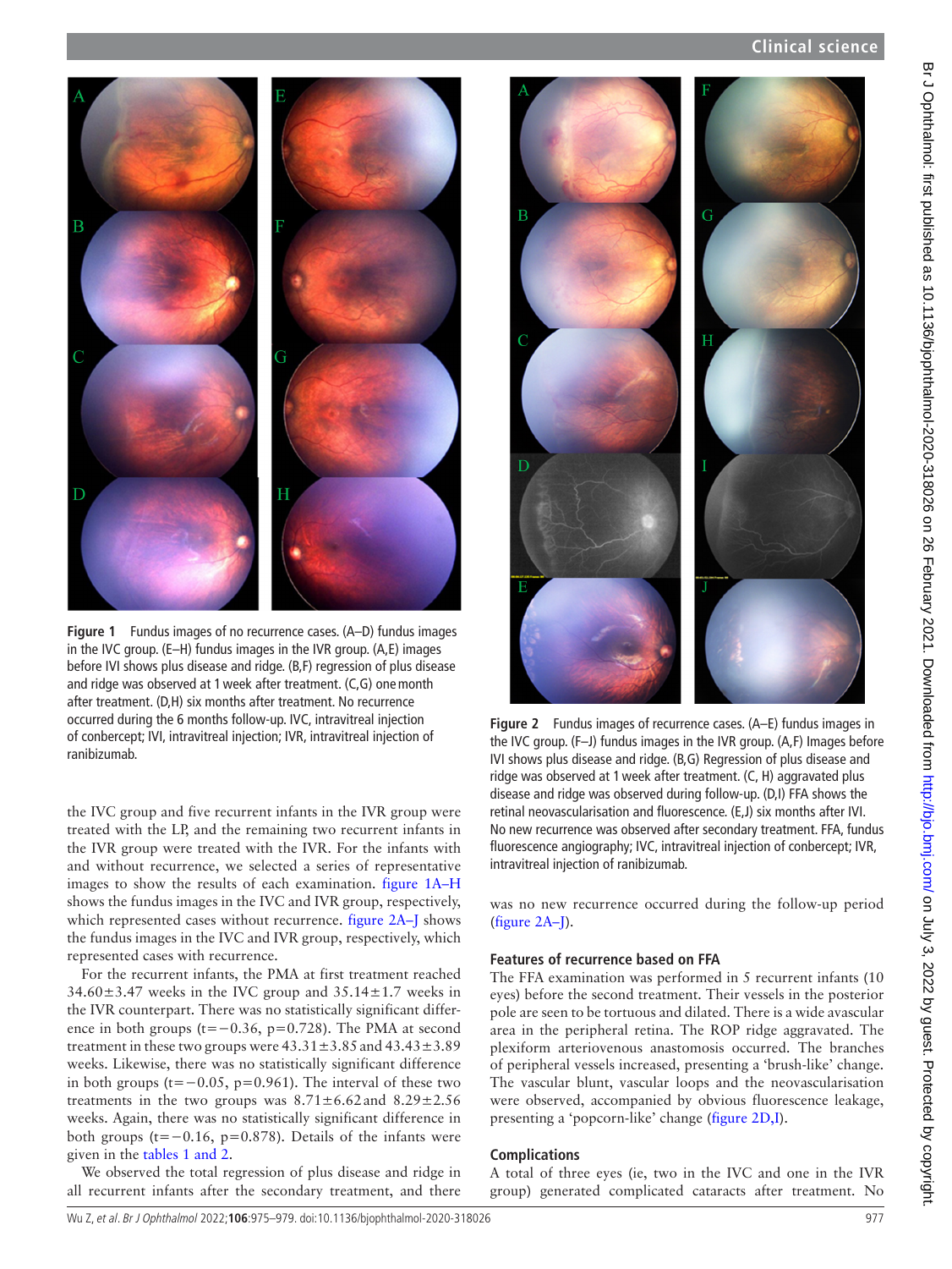Figure 1 Fundus images of no recurrence cases. (A–D) fundus images in the IVC group. (E–H) fundus images in the IVR group. (A,E) images before IVI shows plus disease and ridge. (B,F) regression of plus disease and ridge was observed at 1 week after treatment. (C,G) one month after treatment. (D,H) six months after treatment. No recurrence occurred during the 6 months follow-up. IVC, intravitreal injection of conbercept; IVI, intravitreal injection; IVR, intravitreal injection of ranibizumab.

the IVC group and five recurrent infants in the IVR group were treated with the LP, and the remaining two recurrent infants in the IVR group were treated with the IVR. For the infants with and without recurrence, we selected a series of representative images to show the results of each examination. figure 1A–H shows the fundus images in the IVC and IVR group, respectively, which represented cases without recurrence. figure 2A–J shows the fundus images in the IVC and IVR group, respectively, which represented cases with recurrence.

For the recurrent infants, the PMA at first treatment reached 34.60±3.47 weeks in the IVC group and 35.14±1.7 weeks in the IVR counterpart. There was no statistically significant difference in both groups ($t=-0.36$, $p=0.728$). The PMA at second treatment in these two groups were 43.31±3.85 and 43.43±3.89 weeks. Likewise, there was no statistically significant difference in both groups ($t=-0.05$, $p=0.961$). The interval of these two treatments in the two groups was 8.71±6.62 and 8.29±2.56 weeks. Again, there was no statistically significant difference in both groups ($t=-0.16$, $p=0.878$). Details of the infants were given in the tables 1 and 2.

We observed the total regression of plus disease and ridge in all recurrent infants after the secondary treatment, and there was no new recurrence occurred during the follow-up period (figure 2A–J).

Figure 2 Fundus images of recurrence cases. (A–E) fundus images in the IVC group. (F–J) fundus images in the IVR group. (A,F) Images before IVI shows plus disease and ridge. (B,G) Regression of plus disease and ridge was observed at 1 week after treatment. (C, H) aggravated plus disease and ridge was observed during follow-up. (D,I) FFA shows the retinal neovascularisation and fluorescence. (E,J) six months after IVI. No new recurrence was observed after secondary treatment. FFA, fundus fluorescence angiography; IVC, intravitreal injection of conbercept; IVR, intravitreal injection of ranibizumab.

### Features of recurrence based on FFA

The FFA examination was performed in 5 recurrent infants (10 eyes) before the second treatment. Their vessels in the posterior pole are seen to be tortuous and dilated. There is a wide avascular area in the peripheral retina. The ROP ridge aggravated. The plexiform arteriovenous anastomosis occurred. The branches of peripheral vessels increased, presenting a 'brush-like' change. The vascular blunt, vascular loops and the neovascularisation were observed, accompanied by obvious fluorescence leakage, presenting a 'popcorn-like' change (figure 2D,I).

### Complications

A total of three eyes (ie, two in the IVC and one in the IVR group) generated complicated cataracts after treatment. No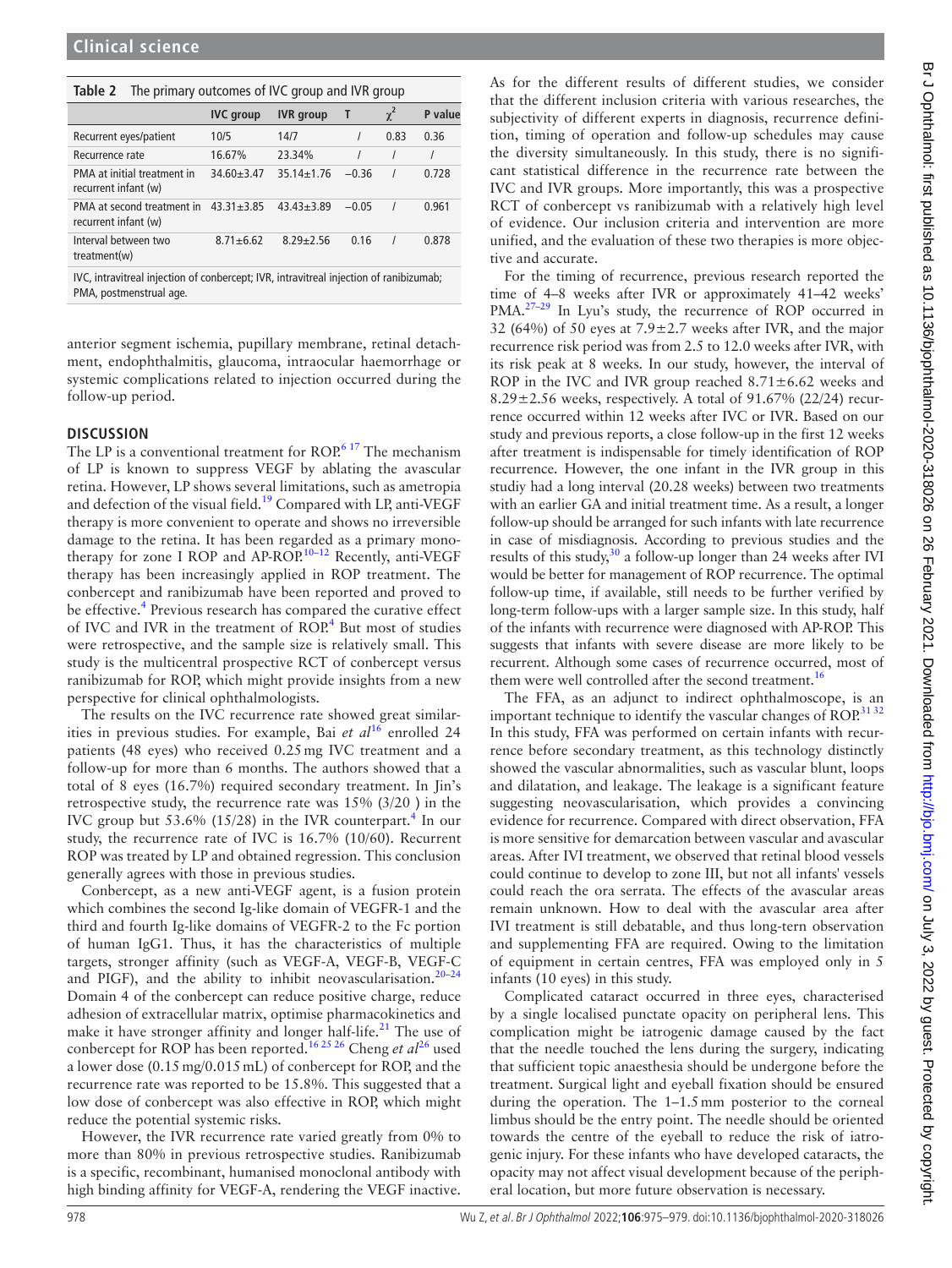**Table 2** The primary outcomes of IVC group and IVR group

| | IVC group | IVR group | T | $\chi^2$ | P value |
|---|---|---|---|---|---|
| Recurrent eyes/patient | 10/5 | 14/7 | / | 0.83 | 0.36 |
| Recurrence rate | 16.67% | 23.34% | / | / | / |
| PMA at initial treatment in recurrent infant (w) | 34.60±3.47 | 35.14±1.76 | −0.36 | / | 0.728 |
| PMA at second treatment in recurrent infant (w) | 43.31±3.85 | 43.43±3.89 | −0.05 | / | 0.961 |
| Interval between two treatment(w) | 8.71±6.62 | 8.29±2.56 | 0.16 | / | 0.878 |

IVC, intravitreal injection of conbercept; IVR, intravitreal injection of ranibizumab; PMA, postmenstrual age.

anterior segment ischemia, pupillary membrane, retinal detachment, endophthalmitis, glaucoma, intraocular haemorrhage or systemic complications related to injection occurred during the follow-up period.

## DISCUSSION

The LP is a conventional treatment for ROP.[6 17] The mechanism of LP is known to suppress VEGF by ablating the avascular retina. However, LP shows several limitations, such as ametropia and defection of the visual field.[19] Compared with LP, anti-VEGF therapy is more convenient to operate and shows no irreversible damage to the retina. It has been regarded as a primary monotherapy for zone I ROP and AP-ROP.[10–12] Recently, anti-VEGF therapy has been increasingly applied in ROP treatment. The conbercept and ranibizumab have been reported and proved to be effective.[4] Previous research has compared the curative effect of IVC and IVR in the treatment of ROP.[4] But most of studies were retrospective, and the sample size is relatively small. This study is the multicentral prospective RCT of conbercept versus ranibizumab for ROP, which might provide insights from a new perspective for clinical ophthalmologists.

The results on the IVC recurrence rate showed great similarities in previous studies. For example, Bai *et al*[16] enrolled 24 patients (48 eyes) who received 0.25 mg IVC treatment and a follow-up for more than 6 months. The authors showed that a total of 8 eyes (16.7%) required secondary treatment. In Jin's retrospective study, the recurrence rate was 15% (3/20 ) in the IVC group but 53.6% (15/28) in the IVR counterpart.[4] In our study, the recurrence rate of IVC is 16.7% (10/60). Recurrent ROP was treated by LP and obtained regression. This conclusion generally agrees with those in previous studies.

Conbercept, as a new anti-VEGF agent, is a fusion protein which combines the second Ig-like domain of VEGFR-1 and the third and fourth Ig-like domains of VEGFR-2 to the Fc portion of human IgG1. Thus, it has the characteristics of multiple targets, stronger affinity (such as VEGF-A, VEGF-B, VEGF-C and PlGF), and the ability to inhibit neovascularisation.[20–24] Domain 4 of the conbercept can reduce positive charge, reduce adhesion of extracellular matrix, optimise pharmacokinetics and make it have stronger affinity and longer half-life.[21] The use of conbercept for ROP has been reported.[16 25 26] Cheng *et al*[26] used a lower dose (0.15 mg/0.015 mL) of conbercept for ROP, and the recurrence rate was reported to be 15.8%. This suggested that a low dose of conbercept was also effective in ROP, which might reduce the potential systemic risks.

However, the IVR recurrence rate varied greatly from 0% to more than 80% in previous retrospective studies. Ranibizumab is a specific, recombinant, humanised monoclonal antibody with high binding affinity for VEGF-A, rendering the VEGF inactive.

As for the different results of different studies, we consider that the different inclusion criteria with various researches, the subjectivity of different experts in diagnosis, recurrence definition, timing of operation and follow-up schedules may cause the diversity simultaneously. In this study, there is no significant statistical difference in the recurrence rate between the IVC and IVR groups. More importantly, this was a prospective RCT of conbercept vs ranibizumab with a relatively high level of evidence. Our inclusion criteria and intervention are more unified, and the evaluation of these two therapies is more objective and accurate.

For the timing of recurrence, previous research reported the time of 4–8 weeks after IVR or approximately 41–42 weeks' PMA.[27–29] In Lyu's study, the recurrence of ROP occurred in 32 (64%) of 50 eyes at 7.9±2.7 weeks after IVR, and the major recurrence risk period was from 2.5 to 12.0 weeks after IVR, with its risk peak at 8 weeks. In our study, however, the interval of ROP in the IVC and IVR group reached 8.71±6.62 weeks and 8.29±2.56 weeks, respectively. A total of 91.67% (22/24) recurrence occurred within 12 weeks after IVC or IVR. Based on our study and previous reports, a close follow-up in the first 12 weeks after treatment is indispensable for timely identification of ROP recurrence. However, the one infant in the IVR group in this studiy had a long interval (20.28 weeks) between two treatments with an earlier GA and initial treatment time. As a result, a longer follow-up should be arranged for such infants with late recurrence in case of misdiagnosis. According to previous studies and the results of this study,[30] a follow-up longer than 24 weeks after IVI would be better for management of ROP recurrence. The optimal follow-up time, if available, still needs to be further verified by long-term follow-ups with a larger sample size. In this study, half of the infants with recurrence were diagnosed with AP-ROP. This suggests that infants with severe disease are more likely to be recurrent. Although some cases of recurrence occurred, most of them were well controlled after the second treatment.[16]

The FFA, as an adjunct to indirect ophthalmoscope, is an important technique to identify the vascular changes of ROP.[31 32] In this study, FFA was performed on certain infants with recurrence before secondary treatment, as this technology distinctly showed the vascular abnormalities, such as vascular blunt, loops and dilatation, and leakage. The leakage is a significant feature suggesting neovascularisation, which provides a convincing evidence for recurrence. Compared with direct observation, FFA is more sensitive for demarcation between vascular and avascular areas. After IVI treatment, we observed that retinal blood vessels could continue to develop to zone III, but not all infants' vessels could reach the ora serrata. The effects of the avascular areas remain unknown. How to deal with the avascular area after IVI treatment is still debatable, and thus long-tern observation and supplementing FFA are required. Owing to the limitation of equipment in certain centres, FFA was employed only in 5 infants (10 eyes) in this study.

Complicated cataract occurred in three eyes, characterised by a single localised punctate opacity on peripheral lens. This complication might be iatrogenic damage caused by the fact that the needle touched the lens during the surgery, indicating that sufficient topic anaesthesia should be undergone before the treatment. Surgical light and eyeball fixation should be ensured during the operation. The 1–1.5 mm posterior to the corneal limbus should be the entry point. The needle should be oriented towards the centre of the eyeball to reduce the risk of iatrogenic injury. For these infants who have developed cataracts, the opacity may not affect visual development because of the peripheral location, but more future observation is necessary.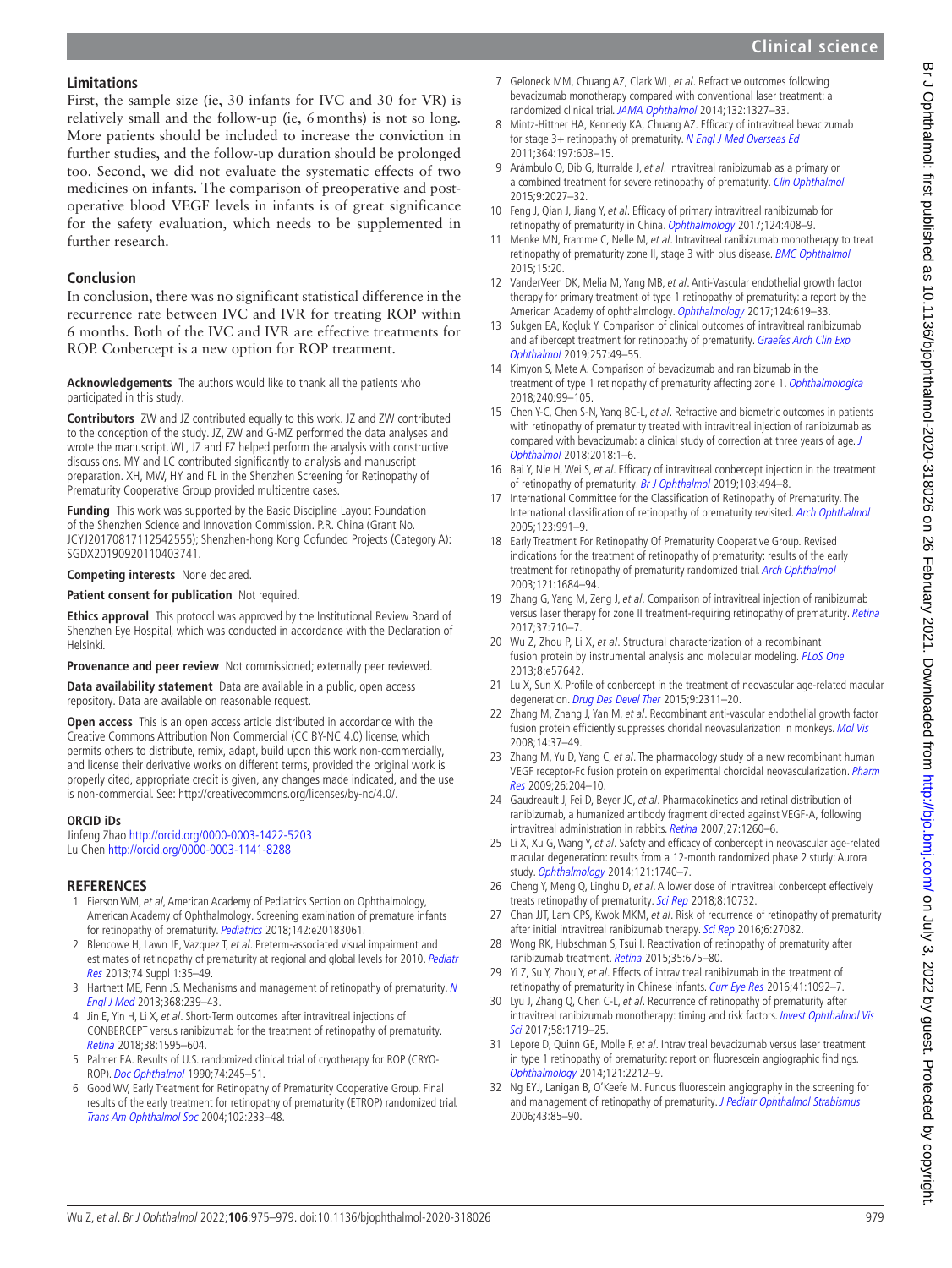## Limitations

First, the sample size (ie, 30 infants for IVC and 30 for VR) is relatively small and the follow-up (ie, 6 months) is not so long. More patients should be included to increase the conviction in further studies, and the follow-up duration should be prolonged too. Second, we did not evaluate the systematic effects of two medicines on infants. The comparison of preoperative and postoperative blood VEGF levels in infants is of great significance for the safety evaluation, which needs to be supplemented in further research.

## Conclusion

In conclusion, there was no significant statistical difference in the recurrence rate between IVC and IVR for treating ROP within 6 months. Both of the IVC and IVR are effective treatments for ROP. Conbercept is a new option for ROP treatment.

**Acknowledgements** The authors would like to thank all the patients who participated in this study.

**Contributors** ZW and JZ contributed equally to this work. JZ and ZW contributed to the conception of the study. JZ, ZW and G-MZ performed the data analyses and wrote the manuscript. WL, JZ and FZ helped perform the analysis with constructive discussions. MY and LC contributed significantly to analysis and manuscript preparation. XH, MW, HY and FL in the Shenzhen Screening for Retinopathy of Prematurity Cooperative Group provided multicentre cases.

**Funding** This work was supported by the Basic Discipline Layout Foundation of the Shenzhen Science and Innovation Commission. P.R. China (Grant No. JCYJ20170817112542555); Shenzhen-hong Kong Cofunded Projects (Category A): SGDX20190920110403741.

**Competing interests** None declared.

**Patient consent for publication** Not required.

**Ethics approval** This protocol was approved by the Institutional Review Board of Shenzhen Eye Hospital, which was conducted in accordance with the Declaration of Helsinki.

**Provenance and peer review** Not commissioned; externally peer reviewed.

**Data availability statement** Data are available in a public, open access repository. Data are available on reasonable request.

**Open access** This is an open access article distributed in accordance with the Creative Commons Attribution Non Commercial (CC BY-NC 4.0) license, which permits others to distribute, remix, adapt, build upon this work non-commercially, and license their derivative works on different terms, provided the original work is properly cited, appropriate credit is given, any changes made indicated, and the use is non-commercial. See: http://creativecommons.org/licenses/by-nc/4.0/.

### ORCID iDs

Jinfeng Zhao http://orcid.org/0000-0003-1422-5203
Lu Chen http://orcid.org/0000-0003-1141-8288

## REFERENCES

1. Fierson WM, *et al*, American Academy of Pediatrics Section on Ophthalmology, American Academy of Ophthalmology. Screening examination of premature infants for retinopathy of prematurity. *Pediatrics* 2018;142:e20183061.
2. Blencowe H, Lawn JE, Vazquez T, *et al*. Preterm-associated visual impairment and estimates of retinopathy of prematurity at regional and global levels for 2010. *Pediatr Res* 2013;74 Suppl 1:35–49.
3. Hartnett ME, Penn JS. Mechanisms and management of retinopathy of prematurity. *N Engl J Med* 2013;368:239–43.
4. Jin E, Yin H, Li X, *et al*. Short-Term outcomes after intravitreal injections of CONBERCEPT versus ranibizumab for the treatment of retinopathy of prematurity. *Retina* 2018;38:1595–604.
5. Palmer EA. Results of U.S. randomized clinical trial of cryotherapy for ROP (CRYO-ROP). *Doc Ophthalmol* 1990;74:245–51.
6. Good WV, Early Treatment for Retinopathy of Prematurity Cooperative Group. Final results of the early treatment for retinopathy of prematurity (ETROP) randomized trial. *Trans Am Ophthalmol Soc* 2004;102:233–48.
7. Geloneck MM, Chuang AZ, Clark WL, *et al*. Refractive outcomes following bevacizumab monotherapy compared with conventional laser treatment: a randomized clinical trial. *JAMA Ophthalmol* 2014;132:1327–33.
8. Mintz-Hittner HA, Kennedy KA, Chuang AZ. Efficacy of intravitreal bevacizumab for stage 3+ retinopathy of prematurity. *N Engl J Med Overseas Ed* 2011;364:197:603–15.
9. Arámbulo O, Dib G, Iturralde J, *et al*. Intravitreal ranibizumab as a primary or a combined treatment for severe retinopathy of prematurity. *Clin Ophthalmol* 2015;9:2027–32.
10. Feng J, Qian J, Jiang Y, *et al*. Efficacy of primary intravitreal ranibizumab for retinopathy of prematurity in China. *Ophthalmology* 2017;124:408–9.
11. Menke MN, Framme C, Nelle M, *et al*. Intravitreal ranibizumab monotherapy to treat retinopathy of prematurity zone II, stage 3 with plus disease. *BMC Ophthalmol* 2015;15:20.
12. VanderVeen DK, Melia M, Yang MB, *et al*. Anti-Vascular endothelial growth factor therapy for primary treatment of type 1 retinopathy of prematurity: a report by the American Academy of ophthalmology. *Ophthalmology* 2017;124:619–33.
13. Sukgen EA, Koçluk Y. Comparison of clinical outcomes of intravitreal ranibizumab and aflibercept treatment for retinopathy of prematurity. *Graefes Arch Clin Exp Ophthalmol* 2019;257:49–55.
14. Kimyon S, Mete A. Comparison of bevacizumab and ranibizumab in the treatment of type 1 retinopathy of prematurity affecting zone 1. *Ophthalmologica* 2018;240:99–105.
15. Chen Y-C, Chen S-N, Yang BC-L, *et al*. Refractive and biometric outcomes in patients with retinopathy of prematurity treated with intravitreal injection of ranibizumab as compared with bevacizumab: a clinical study of correction at three years of age. *J Ophthalmol* 2018;2018:1–6.
16. Bai Y, Nie H, Wei S, *et al*. Efficacy of intravitreal conbercept injection in the treatment of retinopathy of prematurity. *Br J Ophthalmol* 2019;103:494–8.
17. International Committee for the Classification of Retinopathy of Prematurity. The International classification of retinopathy of prematurity revisited. *Arch Ophthalmol* 2005;123:991–9.
18. Early Treatment For Retinopathy Of Prematurity Cooperative Group. Revised indications for the treatment of retinopathy of prematurity: results of the early treatment for retinopathy of prematurity randomized trial. *Arch Ophthalmol* 2003;121:1684–94.
19. Zhang G, Yang M, Zeng J, *et al*. Comparison of intravitreal injection of ranibizumab versus laser therapy for zone II treatment-requiring retinopathy of prematurity. *Retina* 2017;37:710–7.
20. Wu Z, Zhou P, Li X, *et al*. Structural characterization of a recombinant fusion protein by instrumental analysis and molecular modeling. *PLoS One* 2013;8:e57642.
21. Lu X, Sun X. Profile of conbercept in the treatment of neovascular age-related macular degeneration. *Drug Des Devel Ther* 2015;9:2311–20.
22. Zhang M, Zhang J, Yan M, *et al*. Recombinant anti-vascular endothelial growth factor fusion protein efficiently suppresses choridal neovasularization in monkeys. *Mol Vis* 2008;14:37–49.
23. Zhang M, Yu D, Yang C, *et al*. The pharmacology study of a new recombinant human VEGF receptor-Fc fusion protein on experimental choroidal neovascularization. *Pharm Res* 2009;26:204–10.
24. Gaudreault J, Fei D, Beyer JC, *et al*. Pharmacokinetics and retinal distribution of ranibizumab, a humanized antibody fragment directed against VEGF-A, following intravitreal administration in rabbits. *Retina* 2007;27:1260–6.
25. Li X, Xu G, Wang Y, *et al*. Safety and efficacy of conbercept in neovascular age-related macular degeneration: results from a 12-month randomized phase 2 study: Aurora study. *Ophthalmology* 2014;121:1740–7.
26. Cheng Y, Meng Q, Linghu D, *et al*. A lower dose of intravitreal conbercept effectively treats retinopathy of prematurity. *Sci Rep* 2018;8:10732.
27. Chan JJT, Lam CPS, Kwok MKM, *et al*. Risk of recurrence of retinopathy of prematurity after initial intravitreal ranibizumab therapy. *Sci Rep* 2016;6:27082.
28. Wong RK, Hubschman S, Tsui I. Reactivation of retinopathy of prematurity after ranibizumab treatment. *Retina* 2015;35:675–80.
29. Yi Z, Su Y, Zhou Y, *et al*. Effects of intravitreal ranibizumab in the treatment of retinopathy of prematurity in Chinese infants. *Curr Eye Res* 2016;41:1092–7.
30. Lyu J, Zhang Q, Chen C-L, *et al*. Recurrence of retinopathy of prematurity after intravitreal ranibizumab monotherapy: timing and risk factors. *Invest Ophthalmol Vis Sci* 2017;58:1719–25.
31. Lepore D, Quinn GE, Molle F, *et al*. Intravitreal bevacizumab versus laser treatment in type 1 retinopathy of prematurity: report on fluorescein angiographic findings. *Ophthalmology* 2014;121:2212–9.
32. Ng EYJ, Lanigan B, O'Keefe M. Fundus fluorescein angiography in the screening for and management of retinopathy of prematurity. *J Pediatr Ophthalmol Strabismus* 2006;43:85–90.